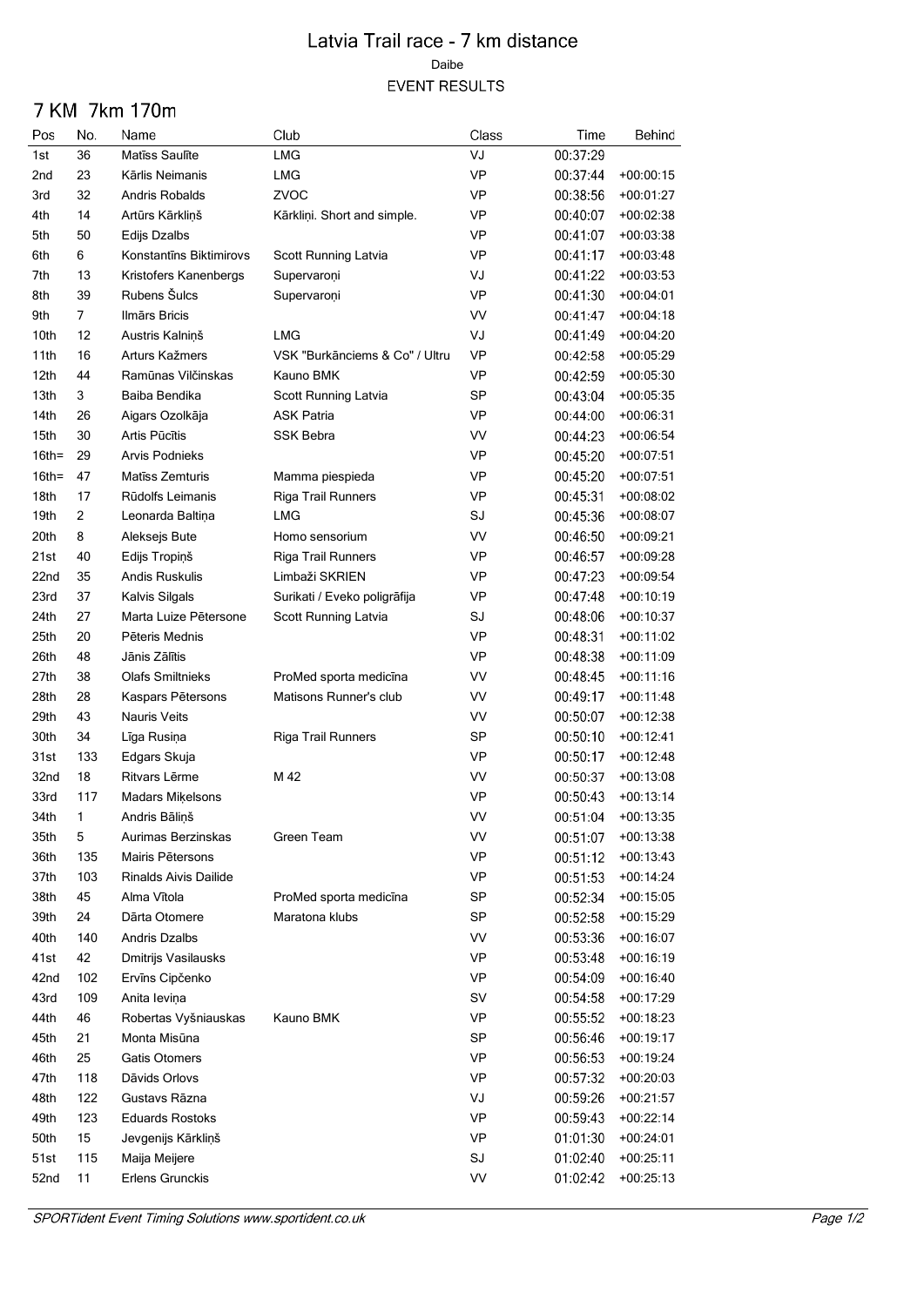# Latvia Trail race - 7 km distance

Daibe

EVENT RESULTS

## 7 KM 7km 170m

| Pos | No. | Name | Club | Class | Time | Behind |
|---|---|---|---|---|---|---|
| 1st | 36 | Matīss Saulīte | LMG | VJ | 00:37:29 | |
| 2nd | 23 | Kārlis Neimanis | LMG | VP | 00:37:44 | +00:00:15 |
| 3rd | 32 | Andris Robalds | ZVOC | VP | 00:38:56 | +00:01:27 |
| 4th | 14 | Artūrs Kārkliņš | Kārkliņi. Short and simple. | VP | 00:40:07 | +00:02:38 |
| 5th | 50 | Edijs Dzalbs | | VP | 00:41:07 | +00:03:38 |
| 6th | 6 | Konstantīns Biktimirovs | Scott Running Latvia | VP | 00:41:17 | +00:03:48 |
| 7th | 13 | Kristofers Kanenbergs | Supervaroņi | VJ | 00:41:22 | +00:03:53 |
| 8th | 39 | Rubens Šulcs | Supervaroņi | VP | 00:41:30 | +00:04:01 |
| 9th | 7 | Ilmārs Bricis | | VV | 00:41:47 | +00:04:18 |
| 10th | 12 | Austris Kalniņš | LMG | VJ | 00:41:49 | +00:04:20 |
| 11th | 16 | Arturs Kažmers | VSK "Burkānciems & Co" / Ultru | VP | 00:42:58 | +00:05:29 |
| 12th | 44 | Ramūnas Vilčinskas | Kauno BMK | VP | 00:42:59 | +00:05:30 |
| 13th | 3 | Baiba Bendika | Scott Running Latvia | SP | 00:43:04 | +00:05:35 |
| 14th | 26 | Aigars Ozolkāja | ASK Patria | VP | 00:44:00 | +00:06:31 |
| 15th | 30 | Artis Pūcītis | SSK Bebra | VV | 00:44:23 | +00:06:54 |
| 16th= | 29 | Arvis Podnieks | | VP | 00:45:20 | +00:07:51 |
| 16th= | 47 | Matīss Zemturis | Mamma piespieda | VP | 00:45:20 | +00:07:51 |
| 18th | 17 | Rūdolfs Leimanis | Riga Trail Runners | VP | 00:45:31 | +00:08:02 |
| 19th | 2 | Leonarda Baltiņa | LMG | SJ | 00:45:36 | +00:08:07 |
| 20th | 8 | Aleksejs Bute | Homo sensorium | VV | 00:46:50 | +00:09:21 |
| 21st | 40 | Edijs Tropiņš | Riga Trail Runners | VP | 00:46:57 | +00:09:28 |
| 22nd | 35 | Andis Ruskulis | Limbaži SKRIEN | VP | 00:47:23 | +00:09:54 |
| 23rd | 37 | Kalvis Silgals | Surikati / Eveko poligrāfija | VP | 00:47:48 | +00:10:19 |
| 24th | 27 | Marta Luize Pētersone | Scott Running Latvia | SJ | 00:48:06 | +00:10:37 |
| 25th | 20 | Pēteris Mednis | | VP | 00:48:31 | +00:11:02 |
| 26th | 48 | Jānis Zālītis | | VP | 00:48:38 | +00:11:09 |
| 27th | 38 | Olafs Smiltnieks | ProMed sporta medicīna | VV | 00:48:45 | +00:11:16 |
| 28th | 28 | Kaspars Pētersons | Matisons Runner's club | VV | 00:49:17 | +00:11:48 |
| 29th | 43 | Nauris Veits | | VV | 00:50:07 | +00:12:38 |
| 30th | 34 | Līga Rusiņa | Riga Trail Runners | SP | 00:50:10 | +00:12:41 |
| 31st | 133 | Edgars Skuja | | VP | 00:50:17 | +00:12:48 |
| 32nd | 18 | Ritvars Lērme | M 42 | VV | 00:50:37 | +00:13:08 |
| 33rd | 117 | Madars Miķelsons | | VP | 00:50:43 | +00:13:14 |
| 34th | 1 | Andris Bāliņš | | VV | 00:51:04 | +00:13:35 |
| 35th | 5 | Aurimas Berzinskas | Green Team | VV | 00:51:07 | +00:13:38 |
| 36th | 135 | Mairis Pētersons | | VP | 00:51:12 | +00:13:43 |
| 37th | 103 | Rinalds Aivis Dailide | | VP | 00:51:53 | +00:14:24 |
| 38th | 45 | Alma Vītola | ProMed sporta medicīna | SP | 00:52:34 | +00:15:05 |
| 39th | 24 | Dārta Otomere | Maratona klubs | SP | 00:52:58 | +00:15:29 |
| 40th | 140 | Andris Dzalbs | | VV | 00:53:36 | +00:16:07 |
| 41st | 42 | Dmitrijs Vasilausks | | VP | 00:53:48 | +00:16:19 |
| 42nd | 102 | Ervīns Cipčenko | | VP | 00:54:09 | +00:16:40 |
| 43rd | 109 | Anita Ieviņa | | SV | 00:54:58 | +00:17:29 |
| 44th | 46 | Robertas Vyšniauskas | Kauno BMK | VP | 00:55:52 | +00:18:23 |
| 45th | 21 | Monta Misūna | | SP | 00:56:46 | +00:19:17 |
| 46th | 25 | Gatis Otomers | | VP | 00:56:53 | +00:19:24 |
| 47th | 118 | Dāvids Orlovs | | VP | 00:57:32 | +00:20:03 |
| 48th | 122 | Gustavs Rāzna | | VJ | 00:59:26 | +00:21:57 |
| 49th | 123 | Eduards Rostoks | | VP | 00:59:43 | +00:22:14 |
| 50th | 15 | Jevgenijs Kārkliņš | | VP | 01:01:30 | +00:24:01 |
| 51st | 115 | Maija Meijere | | SJ | 01:02:40 | +00:25:11 |
| 52nd | 11 | Erlens Grunckis | | VV | 01:02:42 | +00:25:13 |

*SPORTident Event Timing Solutions www.sportident.co.uk*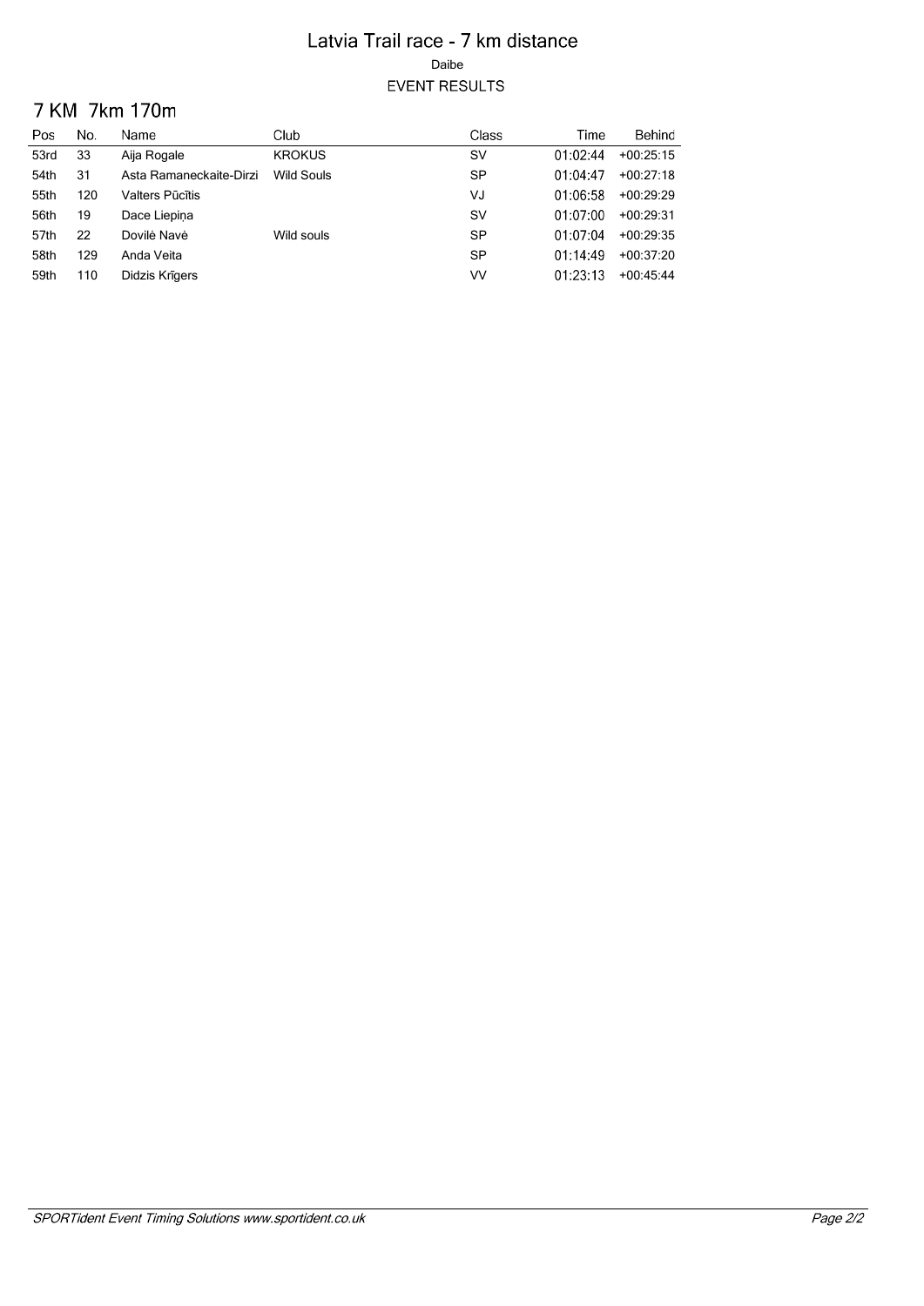# Latvia Trail race - 7 km distance

Daibe

EVENT RESULTS

## 7 KM 7km 170m

| Pos | No. | Name | Club | Class | Time | Behind |
|---|---|---|---|---|---|---|
| 53rd | 33 | Aija Rogale | KROKUS | SV | 01:02:44 | +00:25:15 |
| 54th | 31 | Asta Ramaneckaite-Dirzi | Wild Souls | SP | 01:04:47 | +00:27:18 |
| 55th | 120 | Valters Pūcītis | | VJ | 01:06:58 | +00:29:29 |
| 56th | 19 | Dace Liepiņa | | SV | 01:07:00 | +00:29:31 |
| 57th | 22 | Dovilė Navė | Wild souls | SP | 01:07:04 | +00:29:35 |
| 58th | 129 | Anda Veita | | SP | 01:14:49 | +00:37:20 |
| 59th | 110 | Didzis Krīgers | | VV | 01:23:13 | +00:45:44 |

*SPORTident Event Timing Solutions www.sportident.co.uk*